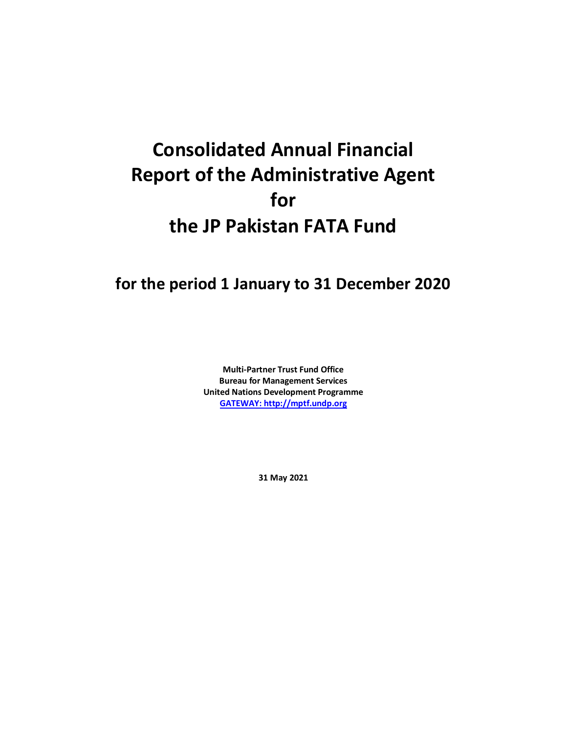# Consolidated Annual Financial Report of the Administrative Agent for the JP Pakistan FATA Fund

## for the period 1 January to 31 December 2020

**Multi-Partner Trust Fund Office**
**Bureau for Management Services**
**United Nations Development Programme**
**[GATEWAY: http://mptf.undp.org](http://mptf.undp.org)**

**31 May 2021**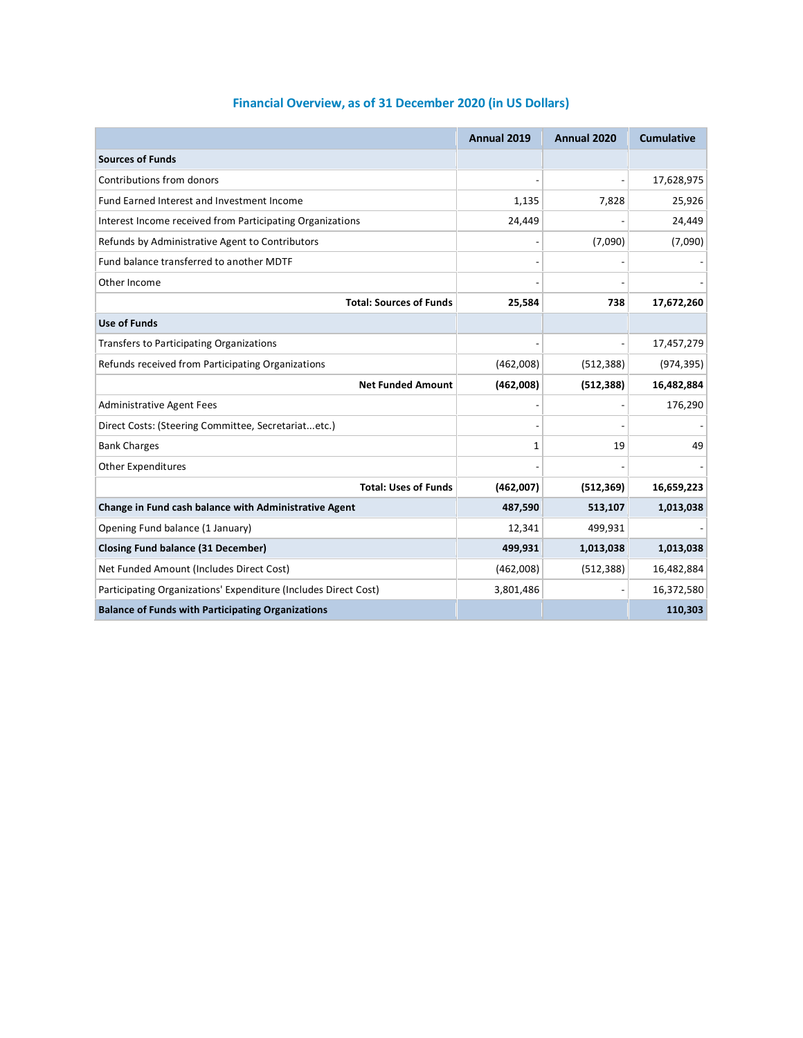## Financial Overview, as of 31 December 2020 (in US Dollars)

| | Annual 2019 | Annual 2020 | Cumulative |
|---|---|---|---|
| **Sources of Funds** | | | |
| Contributions from donors | - | - | 17,628,975 |
| Fund Earned Interest and Investment Income | 1,135 | 7,828 | 25,926 |
| Interest Income received from Participating Organizations | 24,449 | - | 24,449 |
| Refunds by Administrative Agent to Contributors | - | (7,090) | (7,090) |
| Fund balance transferred to another MDTF | - | - | - |
| Other Income | - | - | - |
| **Total: Sources of Funds** | **25,584** | **738** | **17,672,260** |
| **Use of Funds** | | | |
| Transfers to Participating Organizations | - | - | 17,457,279 |
| Refunds received from Participating Organizations | (462,008) | (512,388) | (974,395) |
| **Net Funded Amount** | **(462,008)** | **(512,388)** | **16,482,884** |
| Administrative Agent Fees | - | - | 176,290 |
| Direct Costs: (Steering Committee, Secretariat...etc.) | - | - | - |
| Bank Charges | 1 | 19 | 49 |
| Other Expenditures | - | - | - |
| **Total: Uses of Funds** | **(462,007)** | **(512,369)** | **16,659,223** |
| **Change in Fund cash balance with Administrative Agent** | **487,590** | **513,107** | **1,013,038** |
| Opening Fund balance (1 January) | 12,341 | 499,931 | - |
| **Closing Fund balance (31 December)** | **499,931** | **1,013,038** | **1,013,038** |
| Net Funded Amount (Includes Direct Cost) | (462,008) | (512,388) | 16,482,884 |
| Participating Organizations' Expenditure (Includes Direct Cost) | 3,801,486 | - | 16,372,580 |
| **Balance of Funds with Participating Organizations** | | | **110,303** |